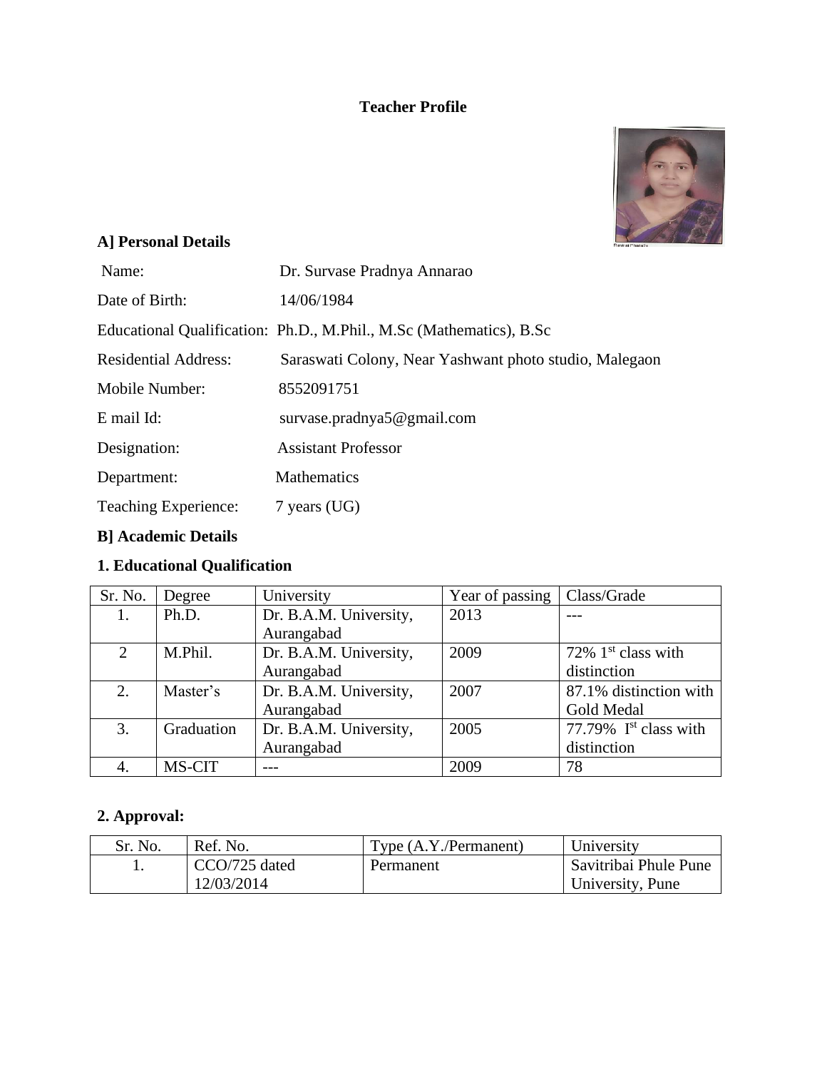# Teacher Profile

## A] Personal Details

Name: Dr. Survase Pradnya Annarao

Date of Birth: 14/06/1984

Educational Qualification: Ph.D., M.Phil., M.Sc (Mathematics), B.Sc

Residential Address: Saraswati Colony, Near Yashwant photo studio, Malegaon

Mobile Number: 8552091751

E mail Id: survase.pradnya5@gmail.com

Designation: Assistant Professor

Department: Mathematics

Teaching Experience: 7 years (UG)

## B] Academic Details

### 1. Educational Qualification

| Sr. No. | Degree | University | Year of passing | Class/Grade |
|---|---|---|---|---|
| 1. | Ph.D. | Dr. B.A.M. University, Aurangabad | 2013 | --- |
| 2 | M.Phil. | Dr. B.A.M. University, Aurangabad | 2009 | 72% 1st class with distinction |
| 2. | Master's | Dr. B.A.M. University, Aurangabad | 2007 | 87.1% distinction with Gold Medal |
| 3. | Graduation | Dr. B.A.M. University, Aurangabad | 2005 | 77.79% Ist class with distinction |
| 4. | MS-CIT | --- | 2009 | 78 |

### 2. Approval:

| Sr. No. | Ref. No. | Type (A.Y./Permanent) | University |
|---|---|---|---|
| 1. | CCO/725 dated 12/03/2014 | Permanent | Savitribai Phule Pune University, Pune |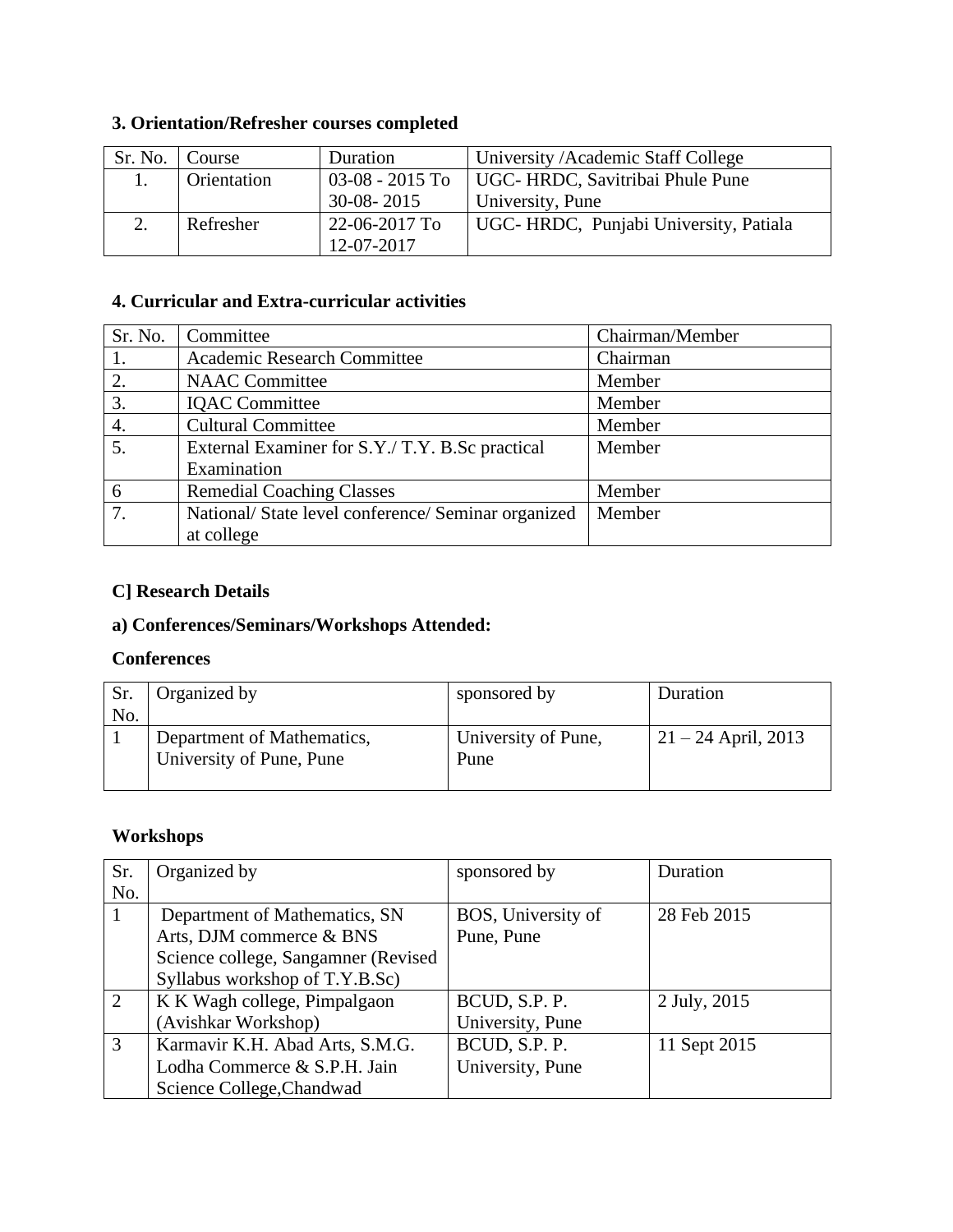**3. Orientation/Refresher courses completed**

| Sr. No. | Course | Duration | University /Academic Staff College |
|---|---|---|---|
| 1. | Orientation | 03-08 - 2015 To 30-08- 2015 | UGC- HRDC, Savitribai Phule Pune University, Pune |
| 2. | Refresher | 22-06-2017 To 12-07-2017 | UGC- HRDC, Punjabi University, Patiala |

**4. Curricular and Extra-curricular activities**

| Sr. No. | Committee | Chairman/Member |
|---|---|---|
| 1. | Academic Research Committee | Chairman |
| 2. | NAAC Committee | Member |
| 3. | IQAC Committee | Member |
| 4. | Cultural Committee | Member |
| 5. | External Examiner for S.Y./ T.Y. B.Sc practical Examination | Member |
| 6 | Remedial Coaching Classes | Member |
| 7. | National/ State level conference/ Seminar organized at college | Member |

**C] Research Details**

**a) Conferences/Seminars/Workshops Attended:**

**Conferences**

| Sr. No. | Organized by | sponsored by | Duration |
|---|---|---|---|
| 1 | Department of Mathematics, University of Pune, Pune | University of Pune, Pune | 21 – 24 April, 2013 |

**Workshops**

| Sr. No. | Organized by | sponsored by | Duration |
|---|---|---|---|
| 1 | Department of Mathematics, SN Arts, DJM commerce & BNS Science college, Sangamner (Revised Syllabus workshop of T.Y.B.Sc) | BOS, University of Pune, Pune | 28 Feb 2015 |
| 2 | K K Wagh college, Pimpalgaon (Avishkar Workshop) | BCUD, S.P. P. University, Pune | 2 July, 2015 |
| 3 | Karmavir K.H. Abad Arts, S.M.G. Lodha Commerce & S.P.H. Jain Science College,Chandwad | BCUD, S.P. P. University, Pune | 11 Sept 2015 |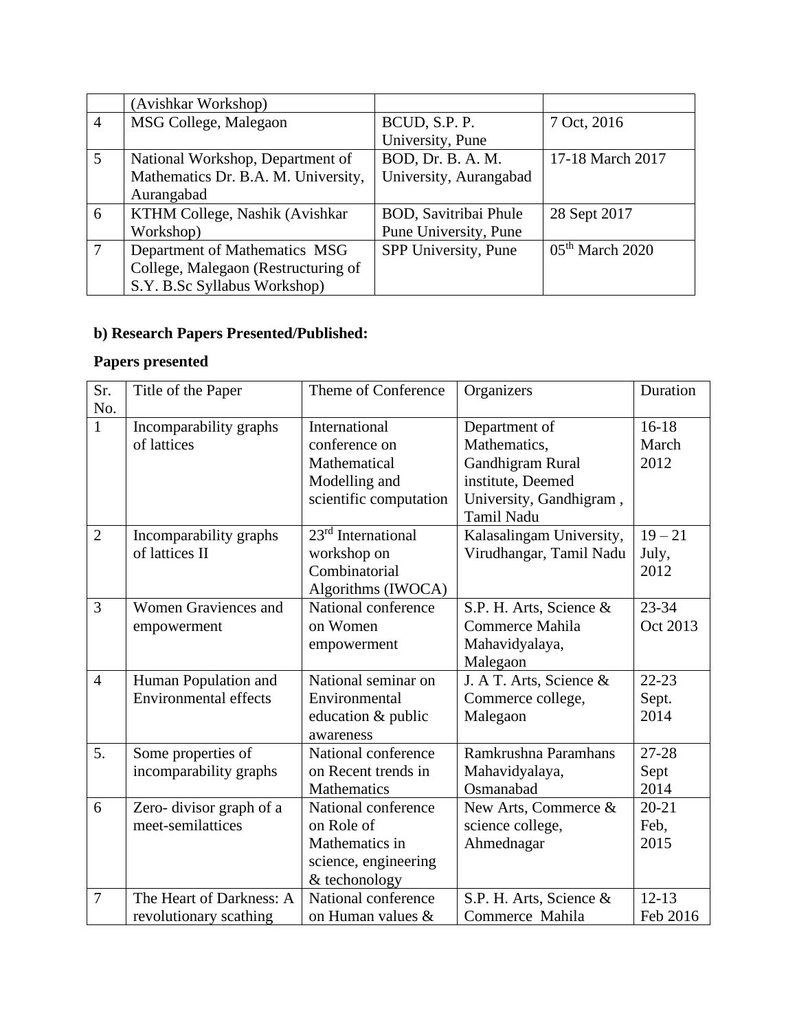|   | (Avishkar Workshop) |   |   |
|---|---|---|---|
| 4 | MSG College, Malegaon | BCUD, S.P. P. University, Pune | 7 Oct, 2016 |
| 5 | National Workshop, Department of Mathematics Dr. B.A. M. University, Aurangabad | BOD, Dr. B. A. M. University, Aurangabad | 17-18 March 2017 |
| 6 | KTHM College, Nashik (Avishkar Workshop) | BOD, Savitribai Phule Pune University, Pune | 28 Sept 2017 |
| 7 | Department of Mathematics MSG College, Malegaon (Restructuring of S.Y. B.Sc Syllabus Workshop) | SPP University, Pune | 05th March 2020 |

**b) Research Papers Presented/Published:**

**Papers presented**

| Sr. No. | Title of the Paper | Theme of Conference | Organizers | Duration |
|---|---|---|---|---|
| 1 | Incomparability graphs of lattices | International conference on Mathematical Modelling and scientific computation | Department of Mathematics, Gandhigram Rural institute, Deemed University, Gandhigram , Tamil Nadu | 16-18 March 2012 |
| 2 | Incomparability graphs of lattices II | 23rd International workshop on Combinatorial Algorithms (IWOCA) | Kalasalingam University, Virudhangar, Tamil Nadu | 19 – 21 July, 2012 |
| 3 | Women Graviences and empowerment | National conference on Women empowerment | S.P. H. Arts, Science & Commerce Mahila Mahavidyalaya, Malegaon | 23-34 Oct 2013 |
| 4 | Human Population and Environmental effects | National seminar on Environmental education & public awareness | J. A T. Arts, Science & Commerce college, Malegaon | 22-23 Sept. 2014 |
| 5. | Some properties of incomparability graphs | National conference on Recent trends in Mathematics | Ramkrushna Paramhans Mahavidyalaya, Osmanabad | 27-28 Sept 2014 |
| 6 | Zero- divisor graph of a meet-semilattices | National conference on Role of Mathematics in science, engineering & techonology | New Arts, Commerce & science college, Ahmednagar | 20-21 Feb, 2015 |
| 7 | The Heart of Darkness: A revolutionary scathing | National conference on Human values & | S.P. H. Arts, Science & Commerce Mahila | 12-13 Feb 2016 |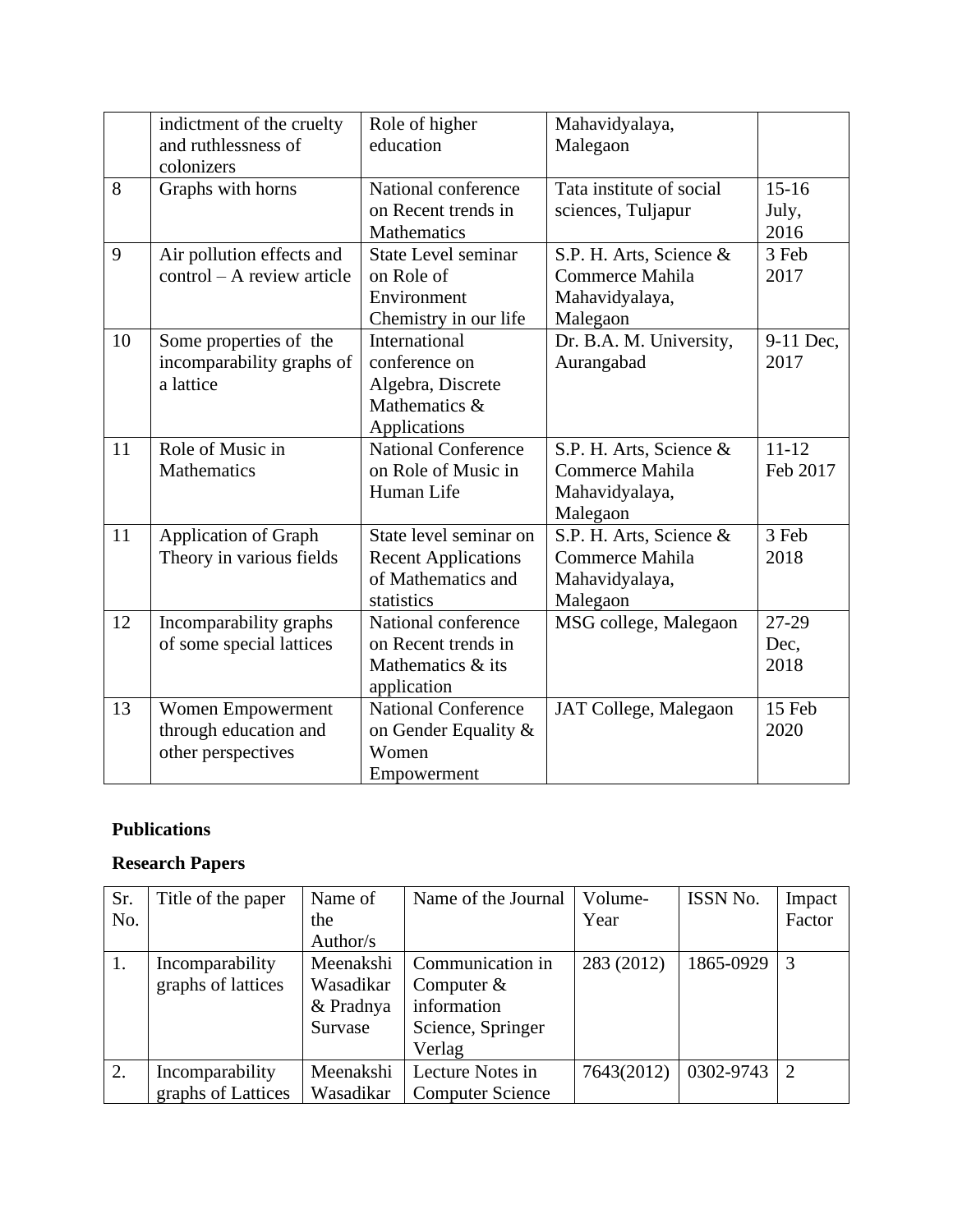|  | indictment of the cruelty and ruthlessness of colonizers | Role of higher education | Mahavidyalaya, Malegaon |  |
|---|---|---|---|---|
| 8 | Graphs with horns | National conference on Recent trends in Mathematics | Tata institute of social sciences, Tuljapur | 15-16 July, 2016 |
| 9 | Air pollution effects and control – A review article | State Level seminar on Role of Environment Chemistry in our life | S.P. H. Arts, Science & Commerce Mahila Mahavidyalaya, Malegaon | 3 Feb 2017 |
| 10 | Some properties of the incomparability graphs of a lattice | International conference on Algebra, Discrete Mathematics & Applications | Dr. B.A. M. University, Aurangabad | 9-11 Dec, 2017 |
| 11 | Role of Music in Mathematics | National Conference on Role of Music in Human Life | S.P. H. Arts, Science & Commerce Mahila Mahavidyalaya, Malegaon | 11-12 Feb 2017 |
| 11 | Application of Graph Theory in various fields | State level seminar on Recent Applications of Mathematics and statistics | S.P. H. Arts, Science & Commerce Mahila Mahavidyalaya, Malegaon | 3 Feb 2018 |
| 12 | Incomparability graphs of some special lattices | National conference on Recent trends in Mathematics & its application | MSG college, Malegaon | 27-29 Dec, 2018 |
| 13 | Women Empowerment through education and other perspectives | National Conference on Gender Equality & Women Empowerment | JAT College, Malegaon | 15 Feb 2020 |

**Publications**

**Research Papers**

| Sr. No. | Title of the paper | Name of the Author/s | Name of the Journal | Volume-Year | ISSN No. | Impact Factor |
|---|---|---|---|---|---|---|
| 1. | Incomparability graphs of lattices | Meenakshi Wasadikar & Pradnya Survase | Communication in Computer & information Science, Springer Verlag | 283 (2012) | 1865-0929 | 3 |
| 2. | Incomparability graphs of Lattices | Meenakshi Wasadikar | Lecture Notes in Computer Science | 7643(2012) | 0302-9743 | 2 |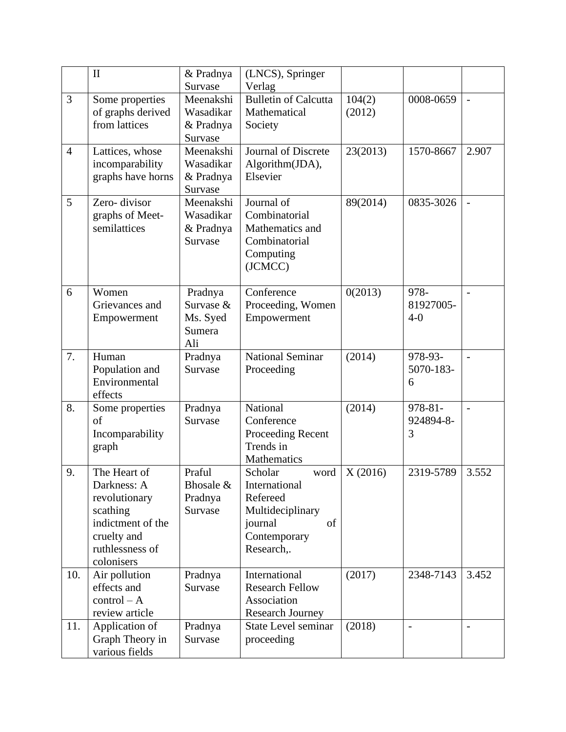|  | II | & Pradnya Survase | (LNCS), Springer Verlag |  |  |  |
|---|---|---|---|---|---|---|
| 3 | Some properties of graphs derived from lattices | Meenakshi Wasadikar & Pradnya Survase | Bulletin of Calcutta Mathematical Society | 104(2) (2012) | 0008-0659 | - |
| 4 | Lattices, whose incomparability graphs have horns | Meenakshi Wasadikar & Pradnya Survase | Journal of Discrete Algorithm(JDA), Elsevier | 23(2013) | 1570-8667 | 2.907 |
| 5 | Zero- divisor graphs of Meet-semilattices | Meenakshi Wasadikar & Pradnya Survase | Journal of Combinatorial Mathematics and Combinatorial Computing (JCMCC) | 89(2014) | 0835-3026 | - |
| 6 | Women Grievances and Empowerment | Pradnya Survase & Ms. Syed Sumera Ali | Conference Proceeding, Women Empowerment | 0(2013) | 978-81927005-4-0 | - |
| 7. | Human Population and Environmental effects | Pradnya Survase | National Seminar Proceeding | (2014) | 978-93-5070-183-6 | - |
| 8. | Some properties of Incomparability graph | Pradnya Survase | National Conference Proceeding Recent Trends in Mathematics | (2014) | 978-81-924894-8-3 | - |
| 9. | The Heart of Darkness: A revolutionary scathing indictment of the cruelty and ruthlessness of colonisers | Praful Bhosale & Pradnya Survase | Scholar word International Refereed Multideciplinary journal of Contemporary Research,. | X (2016) | 2319-5789 | 3.552 |
| 10. | Air pollution effects and control – A review article | Pradnya Survase | International Research Fellow Association Research Journey | (2017) | 2348-7143 | 3.452 |
| 11. | Application of Graph Theory in various fields | Pradnya Survase | State Level seminar proceeding | (2018) | - | - |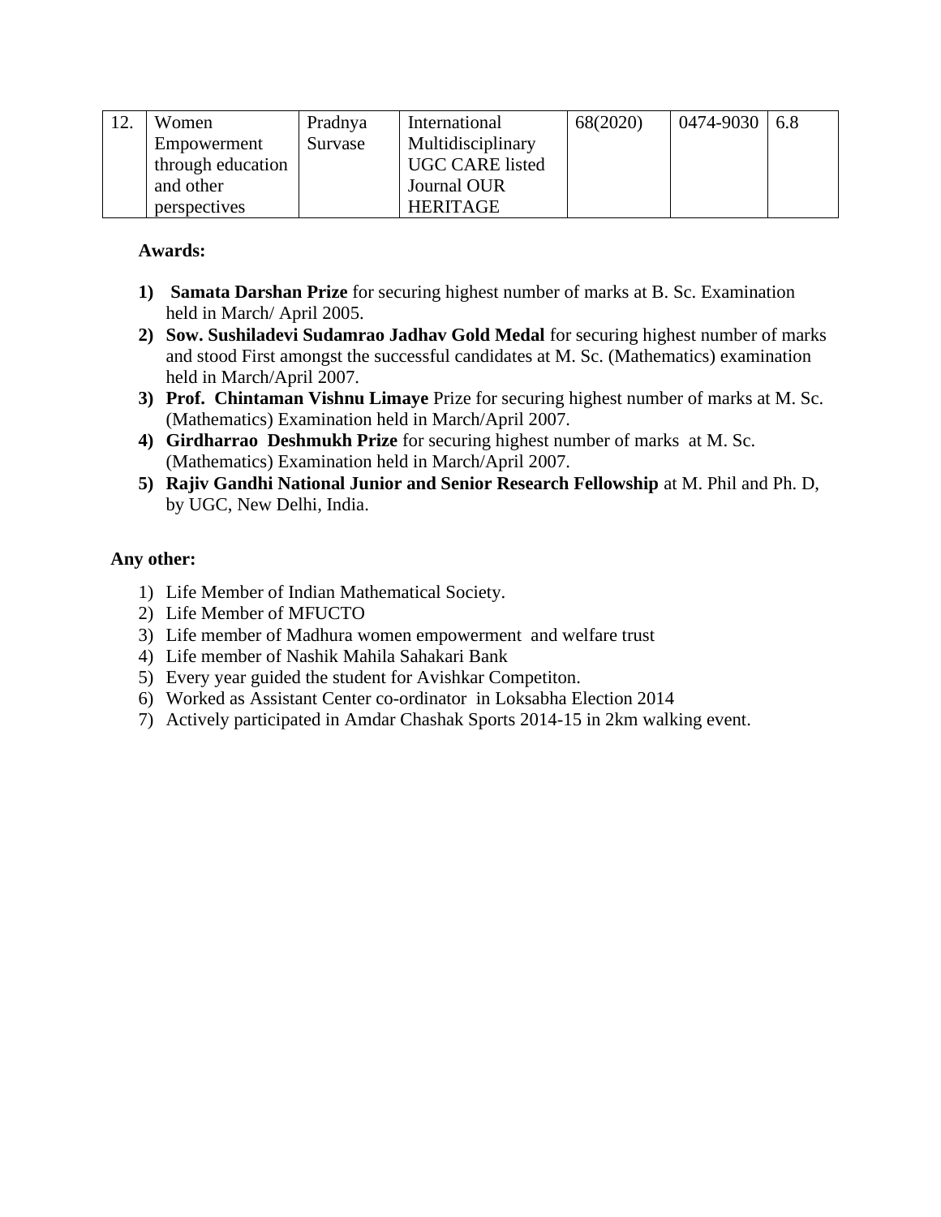| | | | | | | |
|---|---|---|---|---|---|---|
| 12. | Women Empowerment through education and other perspectives | Pradnya Survase | International Multidisciplinary UGC CARE listed Journal OUR HERITAGE | 68(2020) | 0474-9030 | 6.8 |

**Awards:**

1) **Samata Darshan Prize** for securing highest number of marks at B. Sc. Examination held in March/ April 2005.
2) **Sow. Sushiladevi Sudamrao Jadhav Gold Medal** for securing highest number of marks and stood First amongst the successful candidates at M. Sc. (Mathematics) examination held in March/April 2007.
3) **Prof. Chintaman Vishnu Limaye** Prize for securing highest number of marks at M. Sc. (Mathematics) Examination held in March/April 2007.
4) **Girdharrao Deshmukh Prize** for securing highest number of marks at M. Sc. (Mathematics) Examination held in March/April 2007.
5) **Rajiv Gandhi National Junior and Senior Research Fellowship** at M. Phil and Ph. D, by UGC, New Delhi, India.

**Any other:**

1) Life Member of Indian Mathematical Society.
2) Life Member of MFUCTO
3) Life member of Madhura women empowerment and welfare trust
4) Life member of Nashik Mahila Sahakari Bank
5) Every year guided the student for Avishkar Competiton.
6) Worked as Assistant Center co-ordinator in Loksabha Election 2014
7) Actively participated in Amdar Chashak Sports 2014-15 in 2km walking event.